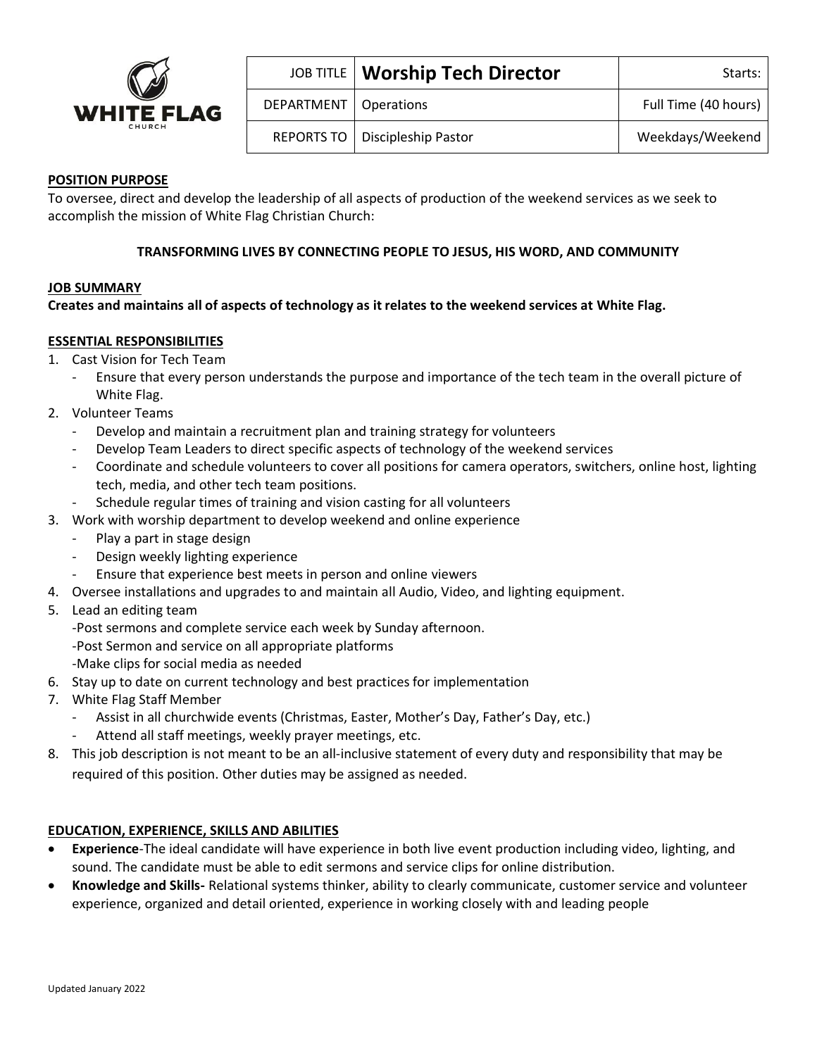WHITE FLAG CHURCH

| JOB TITLE | **Worship Tech Director** | Starts: |
|---|---|---|
| DEPARTMENT | Operations | Full Time (40 hours) |
| REPORTS TO | Discipleship Pastor | Weekdays/Weekend |

## POSITION PURPOSE

To oversee, direct and develop the leadership of all aspects of production of the weekend services as we seek to accomplish the mission of White Flag Christian Church:

**TRANSFORMING LIVES BY CONNECTING PEOPLE TO JESUS, HIS WORD, AND COMMUNITY**

## JOB SUMMARY

**Creates and maintains all of aspects of technology as it relates to the weekend services at White Flag.**

## ESSENTIAL RESPONSIBILITIES

1. Cast Vision for Tech Team
   - Ensure that every person understands the purpose and importance of the tech team in the overall picture of White Flag.
2. Volunteer Teams
   - Develop and maintain a recruitment plan and training strategy for volunteers
   - Develop Team Leaders to direct specific aspects of technology of the weekend services
   - Coordinate and schedule volunteers to cover all positions for camera operators, switchers, online host, lighting tech, media, and other tech team positions.
   - Schedule regular times of training and vision casting for all volunteers
3. Work with worship department to develop weekend and online experience
   - Play a part in stage design
   - Design weekly lighting experience
   - Ensure that experience best meets in person and online viewers
4. Oversee installations and upgrades to and maintain all Audio, Video, and lighting equipment.
5. Lead an editing team
   -Post sermons and complete service each week by Sunday afternoon.
   -Post Sermon and service on all appropriate platforms
   -Make clips for social media as needed
6. Stay up to date on current technology and best practices for implementation
7. White Flag Staff Member
   - Assist in all churchwide events (Christmas, Easter, Mother's Day, Father's Day, etc.)
   - Attend all staff meetings, weekly prayer meetings, etc.
8. This job description is not meant to be an all-inclusive statement of every duty and responsibility that may be required of this position. Other duties may be assigned as needed.

## EDUCATION, EXPERIENCE, SKILLS AND ABILITIES

- **Experience**-The ideal candidate will have experience in both live event production including video, lighting, and sound. The candidate must be able to edit sermons and service clips for online distribution.
- **Knowledge and Skills-** Relational systems thinker, ability to clearly communicate, customer service and volunteer experience, organized and detail oriented, experience in working closely with and leading people

Updated January 2022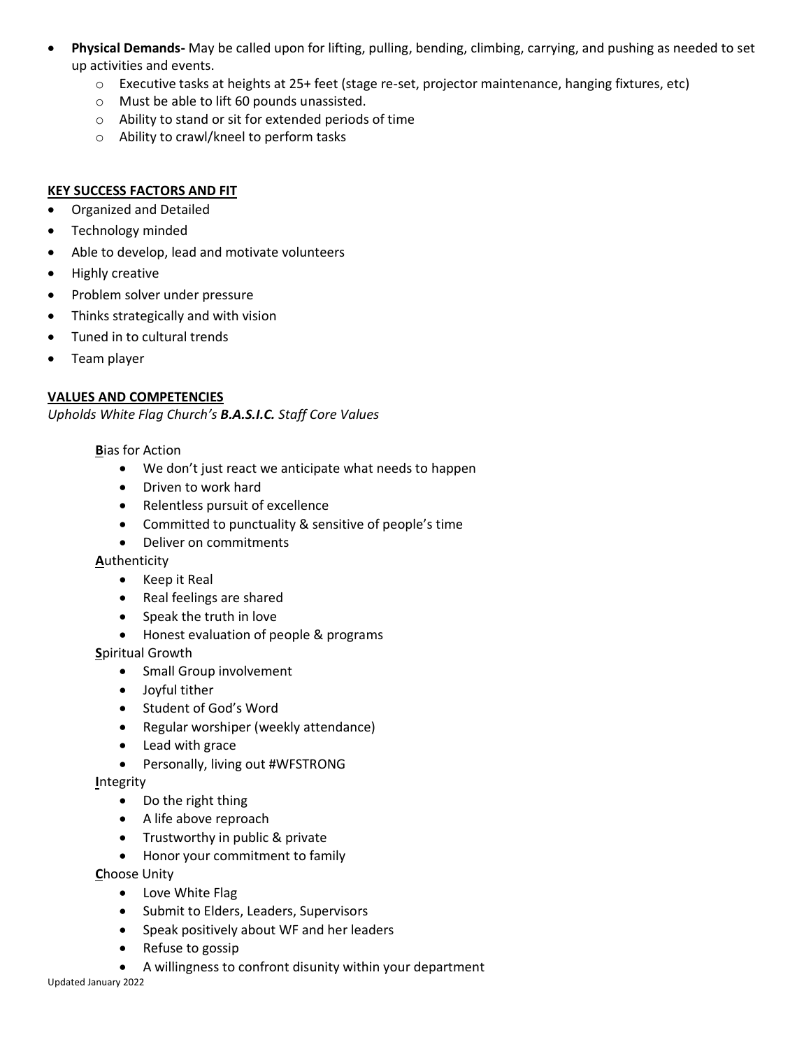- **Physical Demands-** May be called upon for lifting, pulling, bending, climbing, carrying, and pushing as needed to set up activities and events.
  - Executive tasks at heights at 25+ feet (stage re-set, projector maintenance, hanging fixtures, etc)
  - Must be able to lift 60 pounds unassisted.
  - Ability to stand or sit for extended periods of time
  - Ability to crawl/kneel to perform tasks

**KEY SUCCESS FACTORS AND FIT**

- Organized and Detailed
- Technology minded
- Able to develop, lead and motivate volunteers
- Highly creative
- Problem solver under pressure
- Thinks strategically and with vision
- Tuned in to cultural trends
- Team player

**VALUES AND COMPETENCIES**

*Upholds White Flag Church's **B.A.S.I.C.** Staff Core Values*

**B**ias for Action
- We don't just react we anticipate what needs to happen
- Driven to work hard
- Relentless pursuit of excellence
- Committed to punctuality & sensitive of people's time
- Deliver on commitments

**A**uthenticity
- Keep it Real
- Real feelings are shared
- Speak the truth in love
- Honest evaluation of people & programs

**S**piritual Growth
- Small Group involvement
- Joyful tither
- Student of God's Word
- Regular worshiper (weekly attendance)
- Lead with grace
- Personally, living out #WFSTRONG

**I**ntegrity
- Do the right thing
- A life above reproach
- Trustworthy in public & private
- Honor your commitment to family

**C**hoose Unity
- Love White Flag
- Submit to Elders, Leaders, Supervisors
- Speak positively about WF and her leaders
- Refuse to gossip
- A willingness to confront disunity within your department

Updated January 2022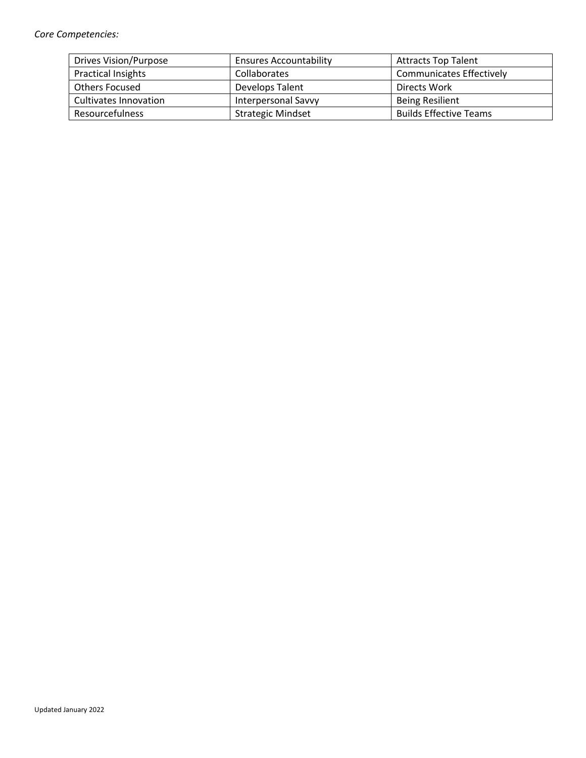*Core Competencies:*

| | | |
|---|---|---|
| Drives Vision/Purpose | Ensures Accountability | Attracts Top Talent |
| Practical Insights | Collaborates | Communicates Effectively |
| Others Focused | Develops Talent | Directs Work |
| Cultivates Innovation | Interpersonal Savvy | Being Resilient |
| Resourcefulness | Strategic Mindset | Builds Effective Teams |